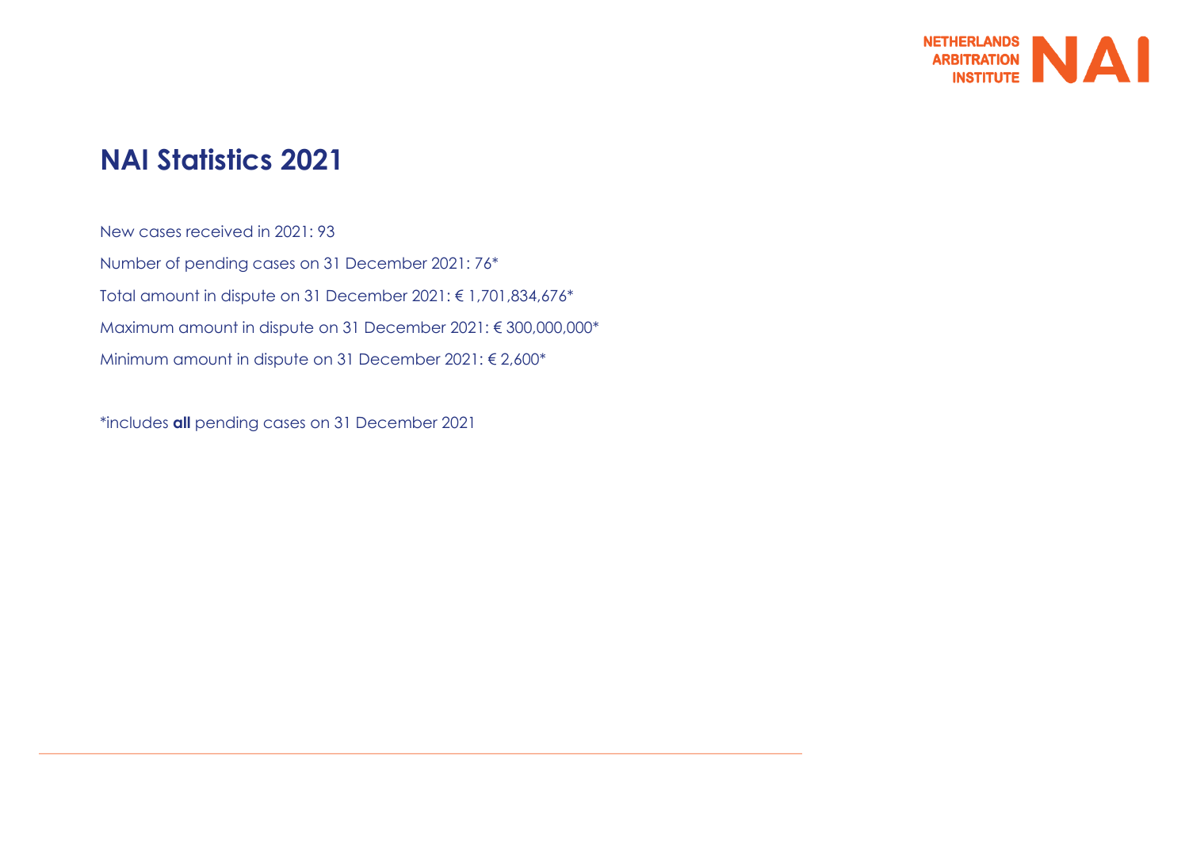# NAI Statistics 2021

New cases received in 2021: 93

Number of pending cases on 31 December 2021: 76*

Total amount in dispute on 31 December 2021: € 1,701,834,676*

Maximum amount in dispute on 31 December 2021: € 300,000,000*

Minimum amount in dispute on 31 December 2021: € 2,600*

*includes **all** pending cases on 31 December 2021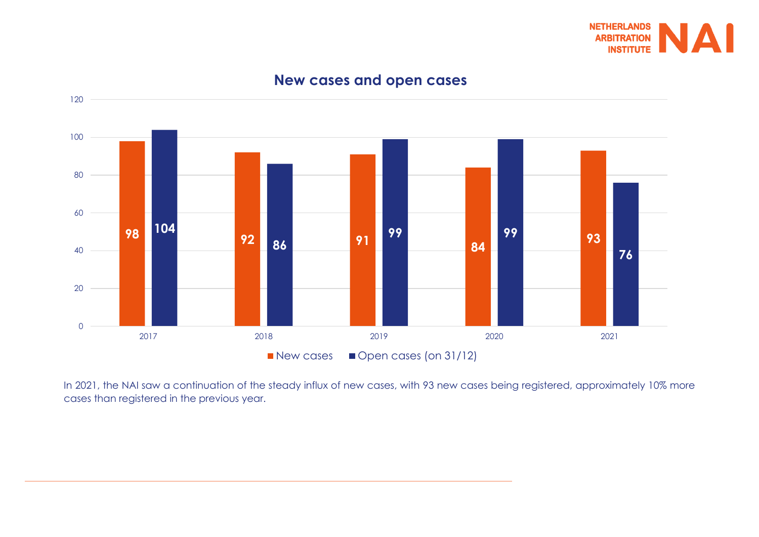## New cases and open cases

| Year | New cases | Open cases (on 31/12) |
|---|---|---|
| 2017 | 98 | 104 |
| 2018 | 92 | 86 |
| 2019 | 91 | 99 |
| 2020 | 84 | 99 |
| 2021 | 93 | 76 |

In 2021, the NAI saw a continuation of the steady influx of new cases, with 93 new cases being registered, approximately 10% more cases than registered in the previous year.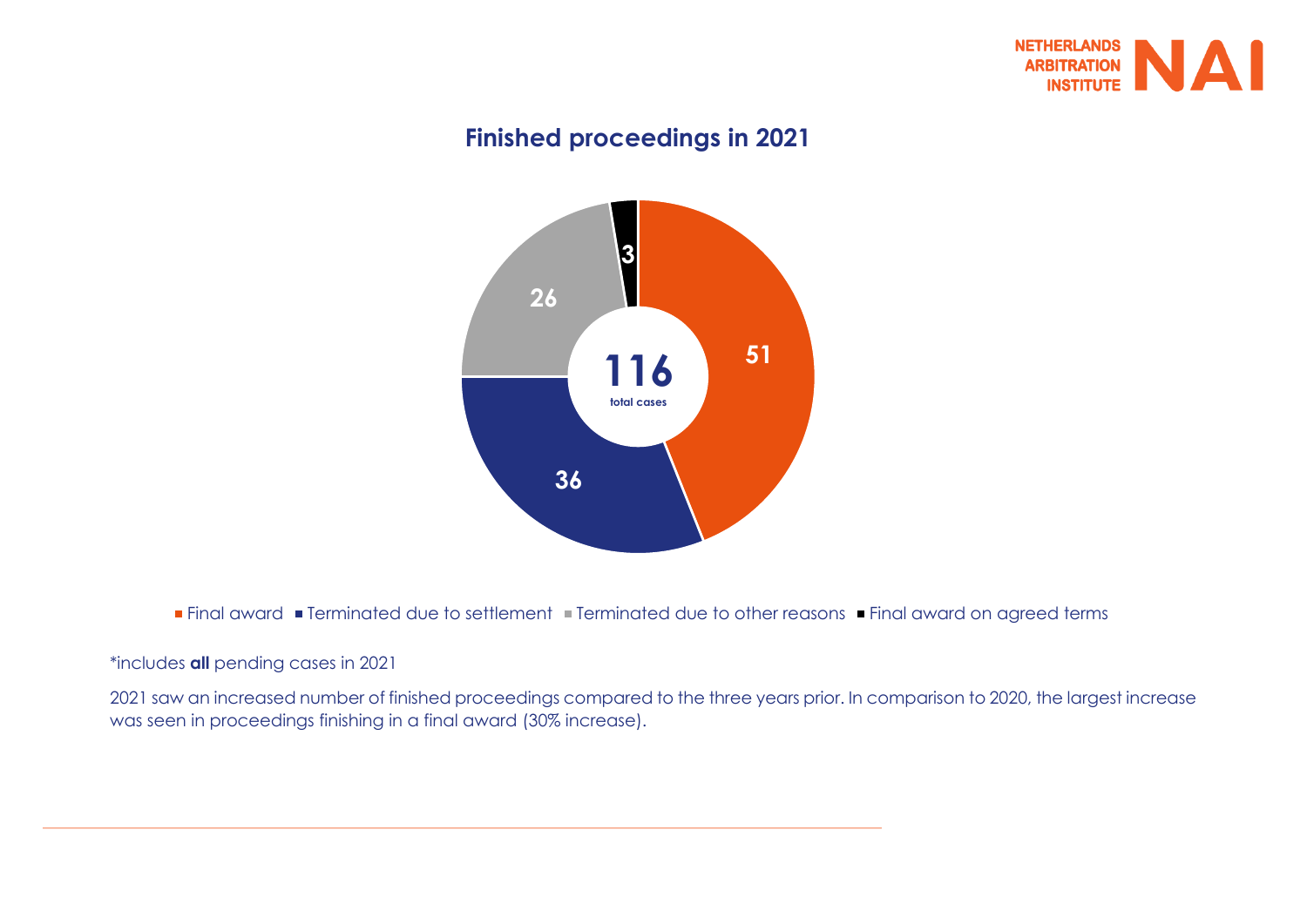## Finished proceedings in 2021

| Category | Number |
| --- | --- |
| Final award | 51 |
| Terminated due to settlement | 36 |
| Terminated due to other reasons | 26 |
| Final award on agreed terms | 3 |
| **Total cases** | **116** |

\*includes **all** pending cases in 2021

2021 saw an increased number of finished proceedings compared to the three years prior. In comparison to 2020, the largest increase was seen in proceedings finishing in a final award (30% increase).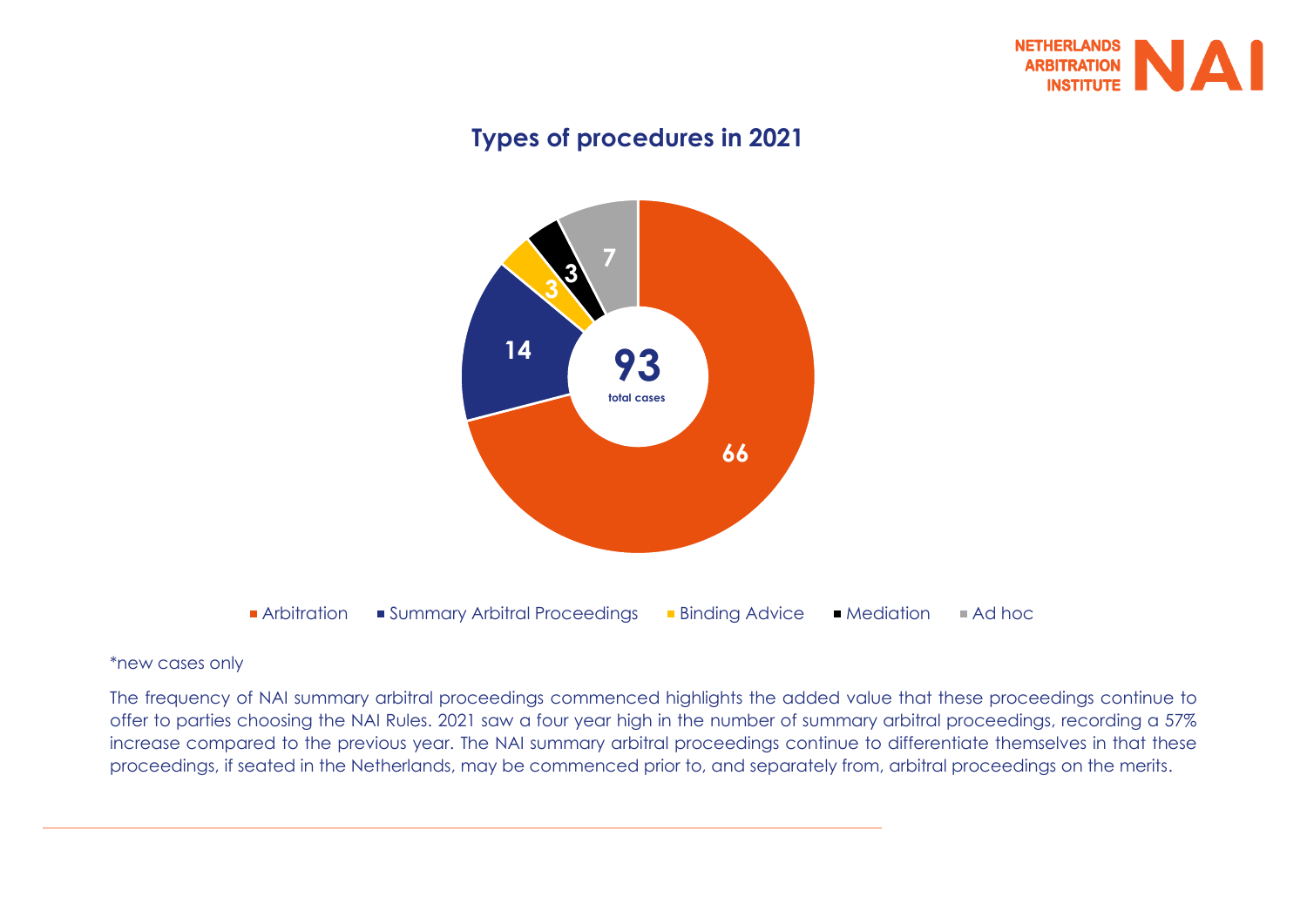## Types of procedures in 2021

| Type of procedure | Cases |
|---|---|
| Arbitration | 66 |
| Summary Arbitral Proceedings | 14 |
| Binding Advice | 3 |
| Mediation | 3 |
| Ad hoc | 7 |
| **Total cases** | **93** |

*new cases only

The frequency of NAI summary arbitral proceedings commenced highlights the added value that these proceedings continue to offer to parties choosing the NAI Rules. 2021 saw a four year high in the number of summary arbitral proceedings, recording a 57% increase compared to the previous year. The NAI summary arbitral proceedings continue to differentiate themselves in that these proceedings, if seated in the Netherlands, may be commenced prior to, and separately from, arbitral proceedings on the merits.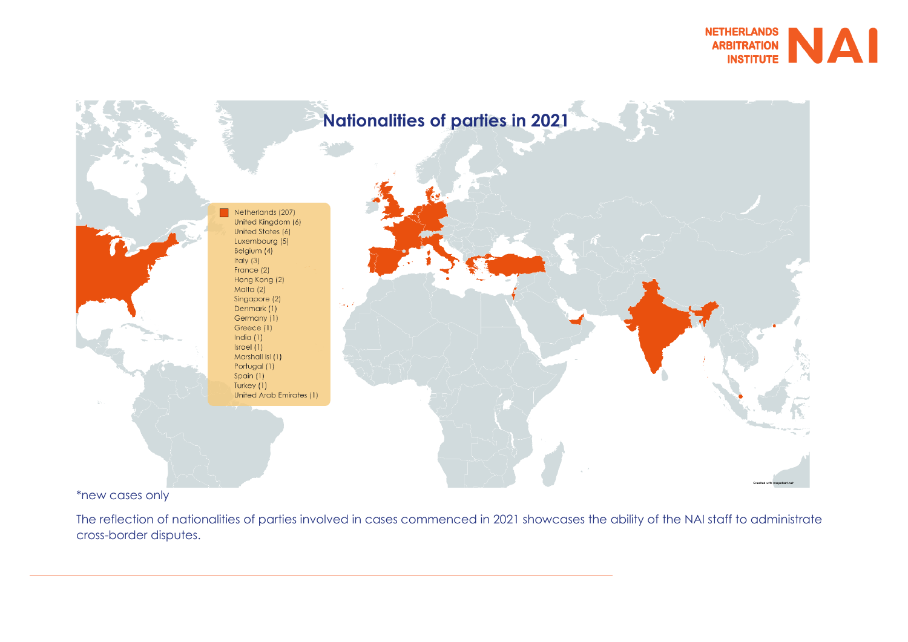## Nationalities of parties in 2021

- Netherlands (207)
- United Kingdom (6)
- United States (6)
- Luxembourg (5)
- Belgium (4)
- Italy (3)
- France (2)
- Hong Kong (2)
- Malta (2)
- Singapore (2)
- Denmark (1)
- Germany (1)
- Greece (1)
- India (1)
- Israel (1)
- Marshall Isl (1)
- Portugal (1)
- Spain (1)
- Turkey (1)
- United Arab Emirates (1)

Created with mapchart.net

*new cases only

The reflection of nationalities of parties involved in cases commenced in 2021 showcases the ability of the NAI staff to administrate cross-border disputes.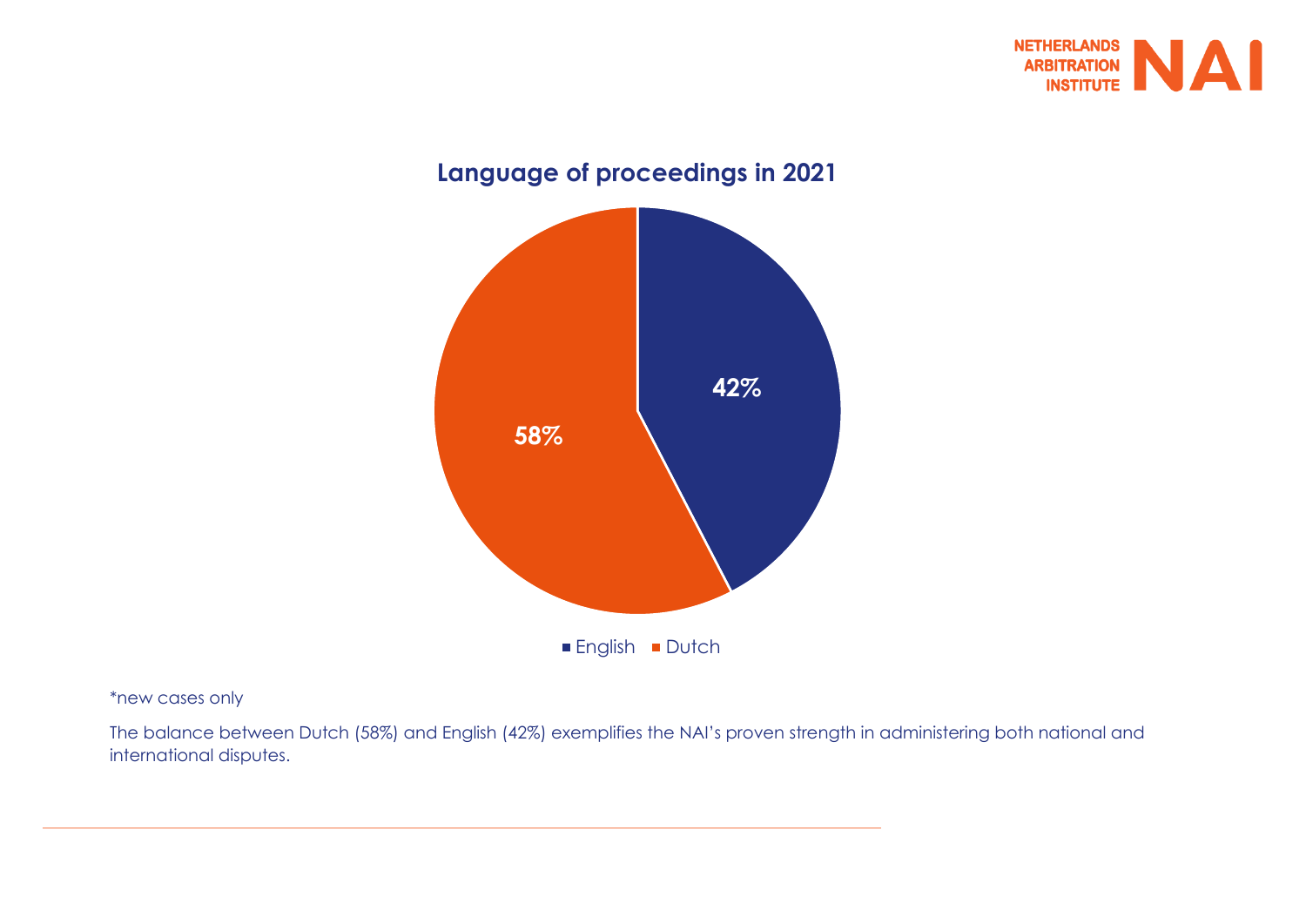## Language of proceedings in 2021

| Language | Share |
| --- | --- |
| English | 42% |
| Dutch | 58% |

*new cases only

The balance between Dutch (58%) and English (42%) exemplifies the NAI's proven strength in administering both national and international disputes.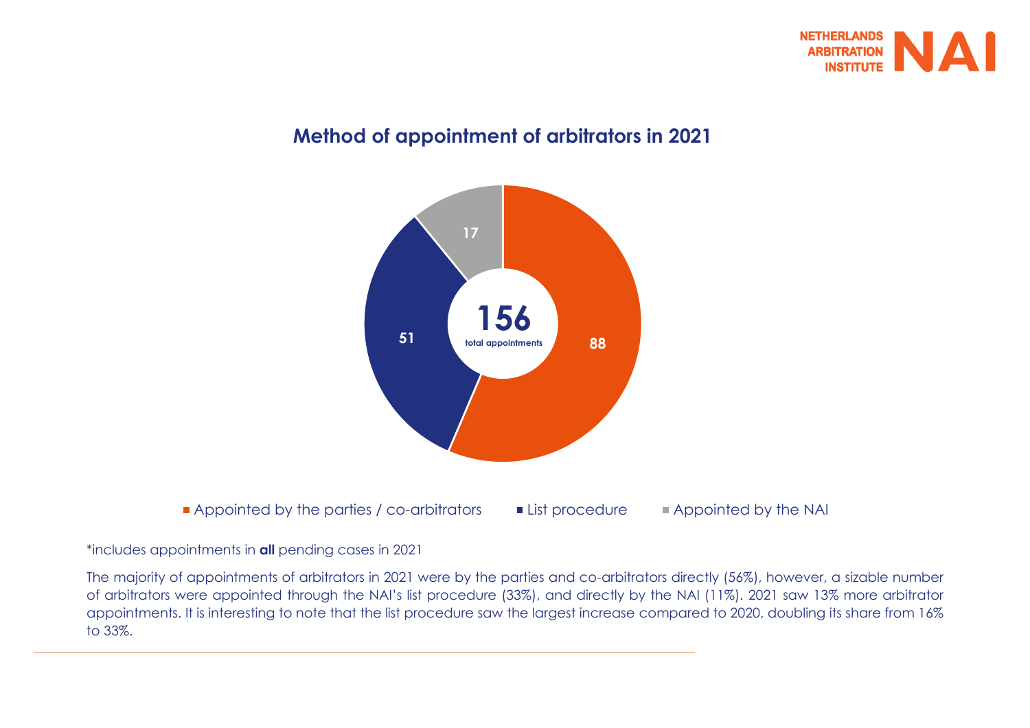## Method of appointment of arbitrators in 2021

| Method of appointment | Number |
| --- | --- |
| Appointed by the parties / co-arbitrators | 88 |
| List procedure | 51 |
| Appointed by the NAI | 17 |
| **Total appointments** | **156** |

*includes appointments in **all** pending cases in 2021

The majority of appointments of arbitrators in 2021 were by the parties and co-arbitrators directly (56%), however, a sizable number of arbitrators were appointed through the NAI's list procedure (33%), and directly by the NAI (11%). 2021 saw 13% more arbitrator appointments. It is interesting to note that the list procedure saw the largest increase compared to 2020, doubling its share from 16% to 33%.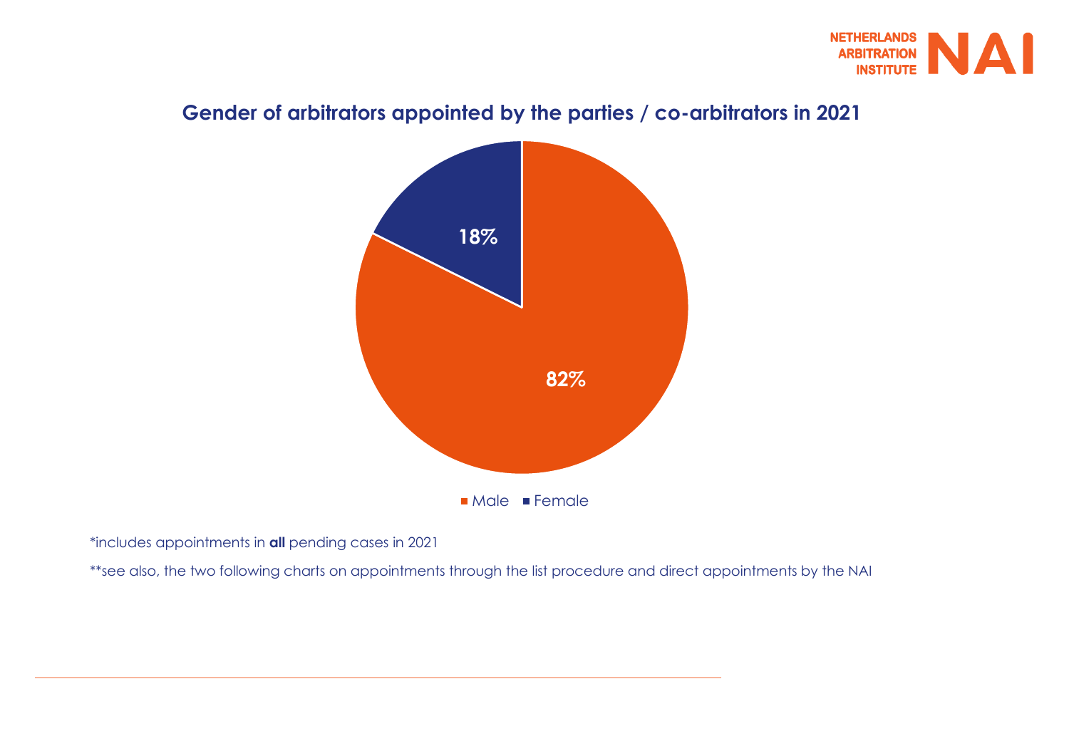## Gender of arbitrators appointed by the parties / co-arbitrators in 2021

| Gender | Percentage |
| --- | --- |
| Male | 82% |
| Female | 18% |

*includes appointments in **all** pending cases in 2021

**see also, the two following charts on appointments through the list procedure and direct appointments by the NAI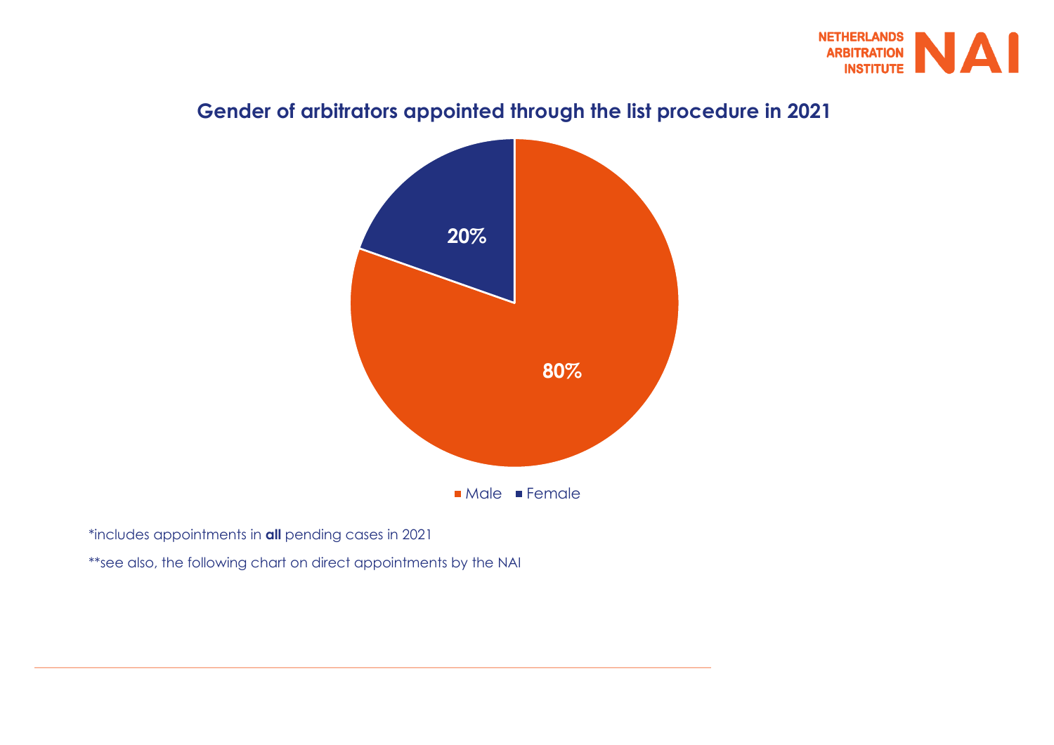## Gender of arbitrators appointed through the list procedure in 2021

| Gender | Percentage |
|---|---|
| Male | 80% |
| Female | 20% |

\*includes appointments in **all** pending cases in 2021

\*\*see also, the following chart on direct appointments by the NAI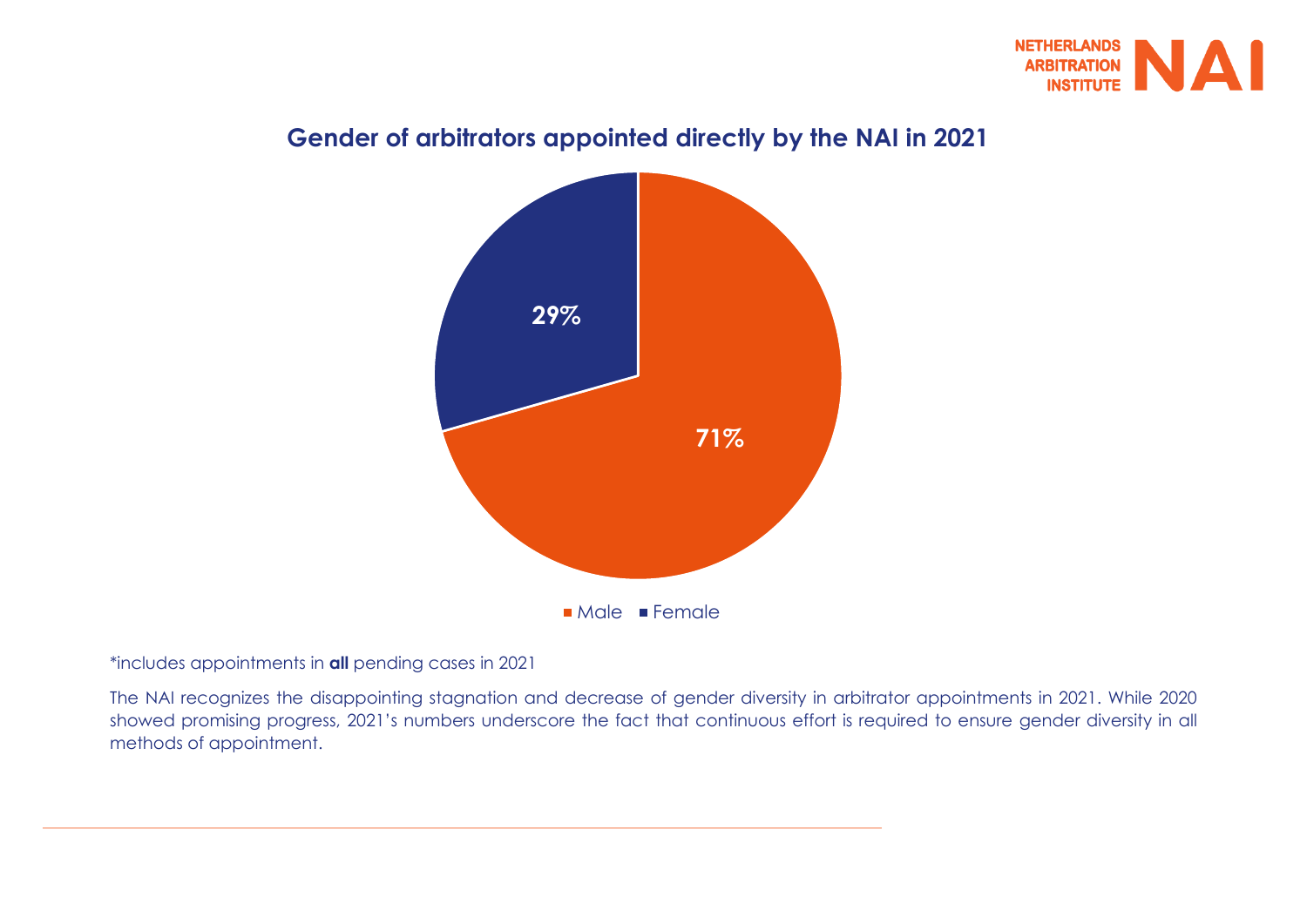## Gender of arbitrators appointed directly by the NAI in 2021

| Gender | Percentage |
| --- | --- |
| Male | 71% |
| Female | 29% |

*includes appointments in **all** pending cases in 2021

The NAI recognizes the disappointing stagnation and decrease of gender diversity in arbitrator appointments in 2021. While 2020 showed promising progress, 2021's numbers underscore the fact that continuous effort is required to ensure gender diversity in all methods of appointment.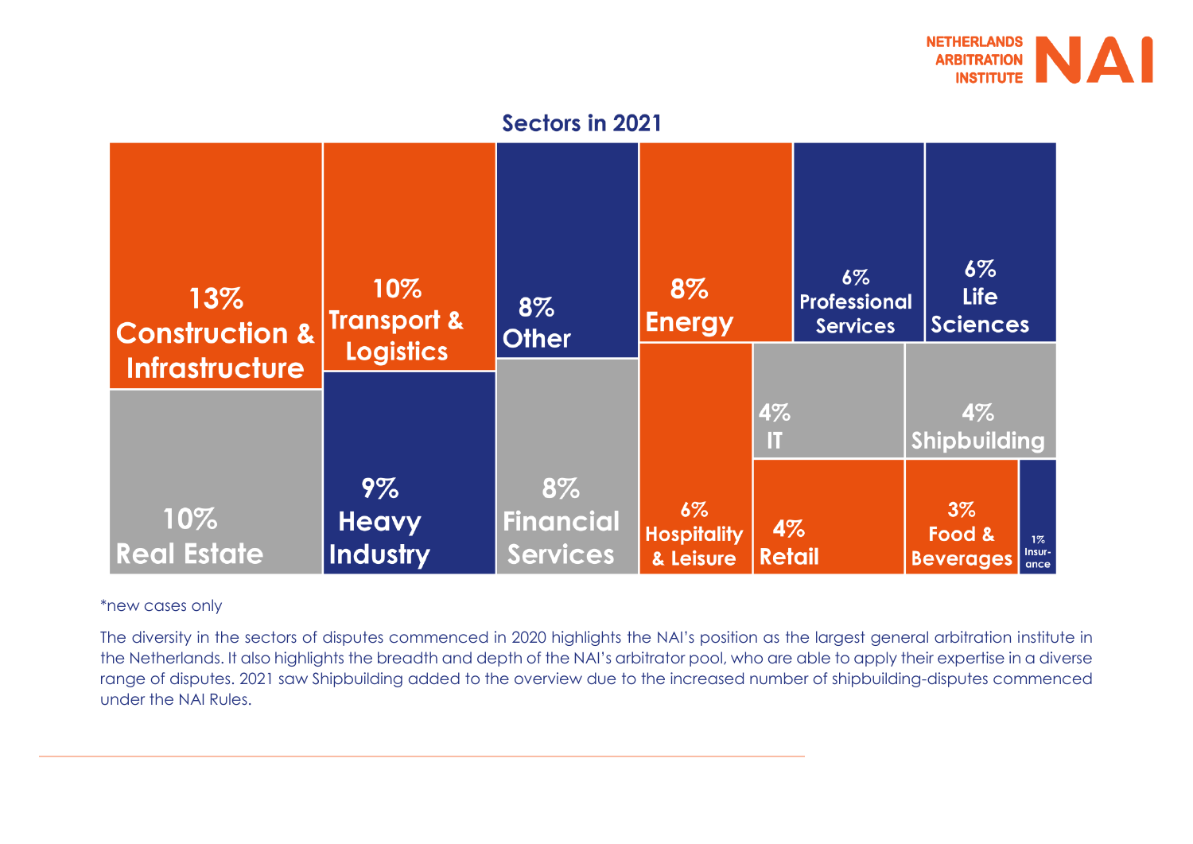## Sectors in 2021

13% Construction & Infrastructure

10% Transport & Logistics

8% Other

8% Energy

6% Professional Services

6% Life Sciences

10% Real Estate

9% Heavy Industry

8% Financial Services

6% Hospitality & Leisure

4% IT

4% Shipbuilding

4% Retail

3% Food & Beverages

1% Insur-ance

*new cases only

The diversity in the sectors of disputes commenced in 2020 highlights the NAI's position as the largest general arbitration institute in the Netherlands. It also highlights the breadth and depth of the NAI's arbitrator pool, who are able to apply their expertise in a diverse range of disputes. 2021 saw Shipbuilding added to the overview due to the increased number of shipbuilding-disputes commenced under the NAI Rules.